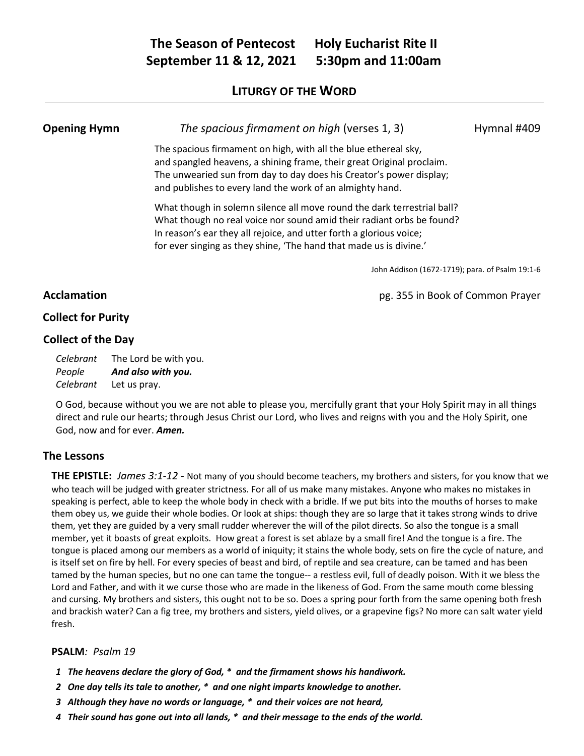# The Season of Pentecost Holy Eucharist Rite II
# September 11 & 12, 2021 5:30pm and 11:00am

## LITURGY OF THE WORD

**Opening Hymn** *The spacious firmament on high* (verses 1, 3) Hymnal #409

The spacious firmament on high, with all the blue ethereal sky,
and spangled heavens, a shining frame, their great Original proclaim.
The unwearied sun from day to day does his Creator's power display;
and publishes to every land the work of an almighty hand.

What though in solemn silence all move round the dark terrestrial ball?
What though no real voice nor sound amid their radiant orbs be found?
In reason's ear they all rejoice, and utter forth a glorious voice;
for ever singing as they shine, 'The hand that made us is divine.'

John Addison (1672-1719); para. of Psalm 19:1-6

**Acclamation** pg. 355 in Book of Common Prayer

**Collect for Purity**

**Collect of the Day**

*Celebrant* The Lord be with you.
*People* ***And also with you.***
*Celebrant* Let us pray.

O God, because without you we are not able to please you, mercifully grant that your Holy Spirit may in all things direct and rule our hearts; through Jesus Christ our Lord, who lives and reigns with you and the Holy Spirit, one God, now and for ever. ***Amen.***

### The Lessons

**THE EPISTLE:** *James 3:1-12* - Not many of you should become teachers, my brothers and sisters, for you know that we who teach will be judged with greater strictness. For all of us make many mistakes. Anyone who makes no mistakes in speaking is perfect, able to keep the whole body in check with a bridle. If we put bits into the mouths of horses to make them obey us, we guide their whole bodies. Or look at ships: though they are so large that it takes strong winds to drive them, yet they are guided by a very small rudder wherever the will of the pilot directs. So also the tongue is a small member, yet it boasts of great exploits. How great a forest is set ablaze by a small fire! And the tongue is a fire. The tongue is placed among our members as a world of iniquity; it stains the whole body, sets on fire the cycle of nature, and is itself set on fire by hell. For every species of beast and bird, of reptile and sea creature, can be tamed and has been tamed by the human species, but no one can tame the tongue-- a restless evil, full of deadly poison. With it we bless the Lord and Father, and with it we curse those who are made in the likeness of God. From the same mouth come blessing and cursing. My brothers and sisters, this ought not to be so. Does a spring pour forth from the same opening both fresh and brackish water? Can a fig tree, my brothers and sisters, yield olives, or a grapevine figs? No more can salt water yield fresh.

**PSALM***: Psalm 19*

1. ***The heavens declare the glory of God, * and the firmament shows his handiwork.***
2. ***One day tells its tale to another, * and one night imparts knowledge to another.***
3. ***Although they have no words or language, * and their voices are not heard,***
4. ***Their sound has gone out into all lands, * and their message to the ends of the world.***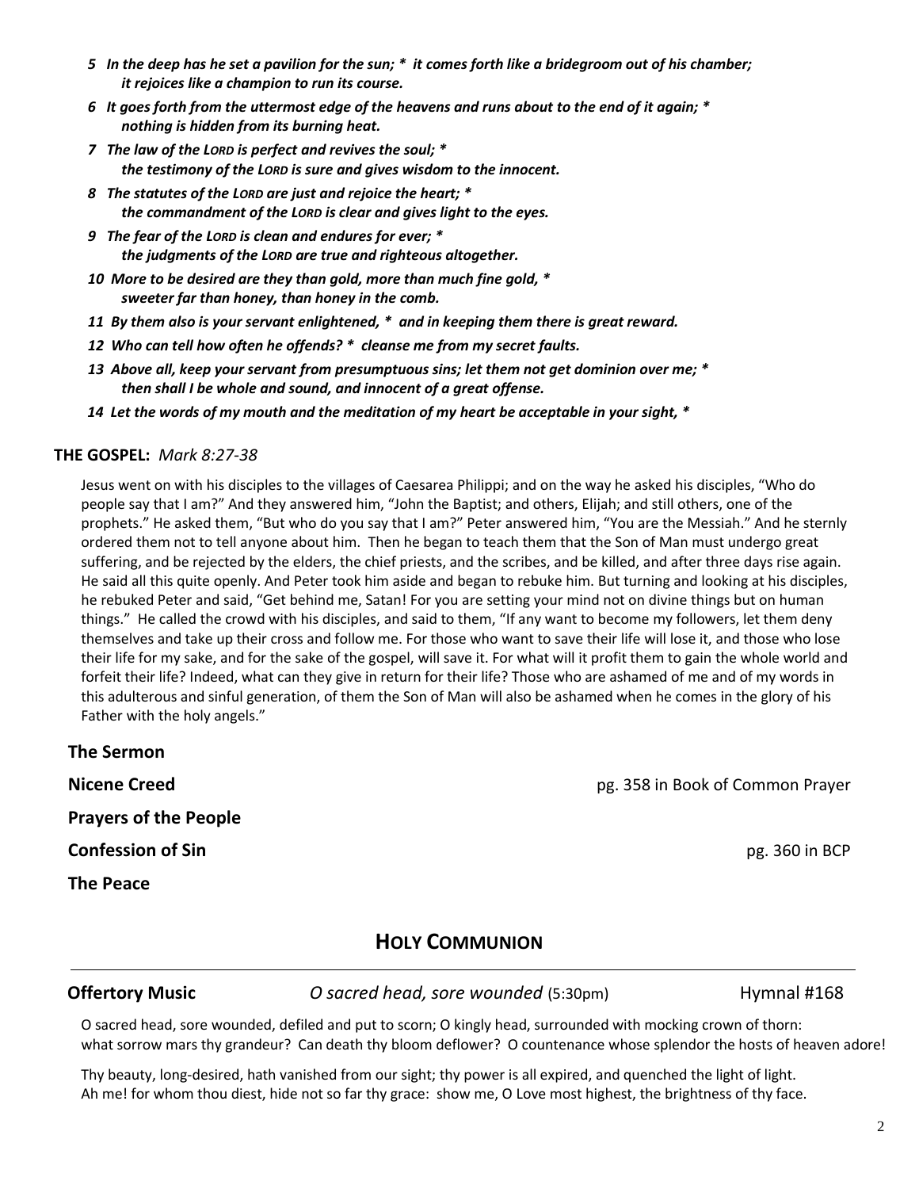*5 In the deep has he set a pavilion for the sun; \* it comes forth like a bridegroom out of his chamber; it rejoices like a champion to run its course.*

*6 It goes forth from the uttermost edge of the heavens and runs about to the end of it again; \* nothing is hidden from its burning heat.*

*7 The law of the LORD is perfect and revives the soul; \* the testimony of the LORD is sure and gives wisdom to the innocent.*

*8 The statutes of the LORD are just and rejoice the heart; \* the commandment of the LORD is clear and gives light to the eyes.*

*9 The fear of the LORD is clean and endures for ever; \* the judgments of the LORD are true and righteous altogether.*

*10 More to be desired are they than gold, more than much fine gold, \* sweeter far than honey, than honey in the comb.*

*11 By them also is your servant enlightened, \* and in keeping them there is great reward.*

*12 Who can tell how often he offends? \* cleanse me from my secret faults.*

*13 Above all, keep your servant from presumptuous sins; let them not get dominion over me; \* then shall I be whole and sound, and innocent of a great offense.*

*14 Let the words of my mouth and the meditation of my heart be acceptable in your sight, \**

**THE GOSPEL:** *Mark 8:27-38*

Jesus went on with his disciples to the villages of Caesarea Philippi; and on the way he asked his disciples, "Who do people say that I am?" And they answered him, "John the Baptist; and others, Elijah; and still others, one of the prophets." He asked them, "But who do you say that I am?" Peter answered him, "You are the Messiah." And he sternly ordered them not to tell anyone about him. Then he began to teach them that the Son of Man must undergo great suffering, and be rejected by the elders, the chief priests, and the scribes, and be killed, and after three days rise again. He said all this quite openly. And Peter took him aside and began to rebuke him. But turning and looking at his disciples, he rebuked Peter and said, "Get behind me, Satan! For you are setting your mind not on divine things but on human things." He called the crowd with his disciples, and said to them, "If any want to become my followers, let them deny themselves and take up their cross and follow me. For those who want to save their life will lose it, and those who lose their life for my sake, and for the sake of the gospel, will save it. For what will it profit them to gain the whole world and forfeit their life? Indeed, what can they give in return for their life? Those who are ashamed of me and of my words in this adulterous and sinful generation, of them the Son of Man will also be ashamed when he comes in the glory of his Father with the holy angels."

**The Sermon**

**Nicene Creed** — pg. 358 in Book of Common Prayer

**Prayers of the People**

**Confession of Sin** — pg. 360 in BCP

**The Peace**

## HOLY COMMUNION

**Offertory Music** — *O sacred head, sore wounded* (5:30pm) — Hymnal #168

O sacred head, sore wounded, defiled and put to scorn; O kingly head, surrounded with mocking crown of thorn: what sorrow mars thy grandeur? Can death thy bloom deflower? O countenance whose splendor the hosts of heaven adore!

Thy beauty, long-desired, hath vanished from our sight; thy power is all expired, and quenched the light of light. Ah me! for whom thou diest, hide not so far thy grace: show me, O Love most highest, the brightness of thy face.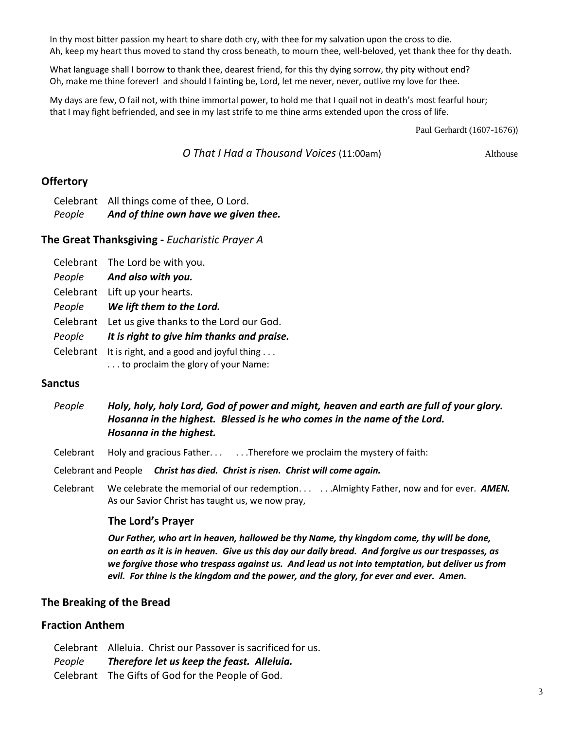In thy most bitter passion my heart to share doth cry, with thee for my salvation upon the cross to die.
Ah, keep my heart thus moved to stand thy cross beneath, to mourn thee, well-beloved, yet thank thee for thy death.

What language shall I borrow to thank thee, dearest friend, for this thy dying sorrow, thy pity without end?
Oh, make me thine forever! and should I fainting be, Lord, let me never, never, outlive my love for thee.

My days are few, O fail not, with thine immortal power, to hold me that I quail not in death's most fearful hour;
that I may fight befriended, and see in my last strife to me thine arms extended upon the cross of life.

Paul Gerhardt (1607-1676))

*O That I Had a Thousand Voices* (11:00am) Althouse

## Offertory

Celebrant All things come of thee, O Lord.
*People* ***And of thine own have we given thee.***

## The Great Thanksgiving - *Eucharistic Prayer A*

Celebrant The Lord be with you.
*People* ***And also with you.***
Celebrant Lift up your hearts.
*People* ***We lift them to the Lord.***
Celebrant Let us give thanks to the Lord our God.
*People* ***It is right to give him thanks and praise.***
Celebrant It is right, and a good and joyful thing . . .
. . . to proclaim the glory of your Name:

## Sanctus

*People* ***Holy, holy, holy Lord, God of power and might, heaven and earth are full of your glory. Hosanna in the highest. Blessed is he who comes in the name of the Lord. Hosanna in the highest.***

Celebrant Holy and gracious Father. . . . . .Therefore we proclaim the mystery of faith:

Celebrant and People ***Christ has died. Christ is risen. Christ will come again.***

Celebrant We celebrate the memorial of our redemption. . . . . .Almighty Father, now and for ever. ***AMEN.***
As our Savior Christ has taught us, we now pray,

### The Lord's Prayer

***Our Father, who art in heaven, hallowed be thy Name, thy kingdom come, thy will be done, on earth as it is in heaven. Give us this day our daily bread. And forgive us our trespasses, as we forgive those who trespass against us. And lead us not into temptation, but deliver us from evil. For thine is the kingdom and the power, and the glory, for ever and ever. Amen.***

## The Breaking of the Bread

## Fraction Anthem

Celebrant Alleluia. Christ our Passover is sacrificed for us.
*People* ***Therefore let us keep the feast. Alleluia.***
Celebrant The Gifts of God for the People of God.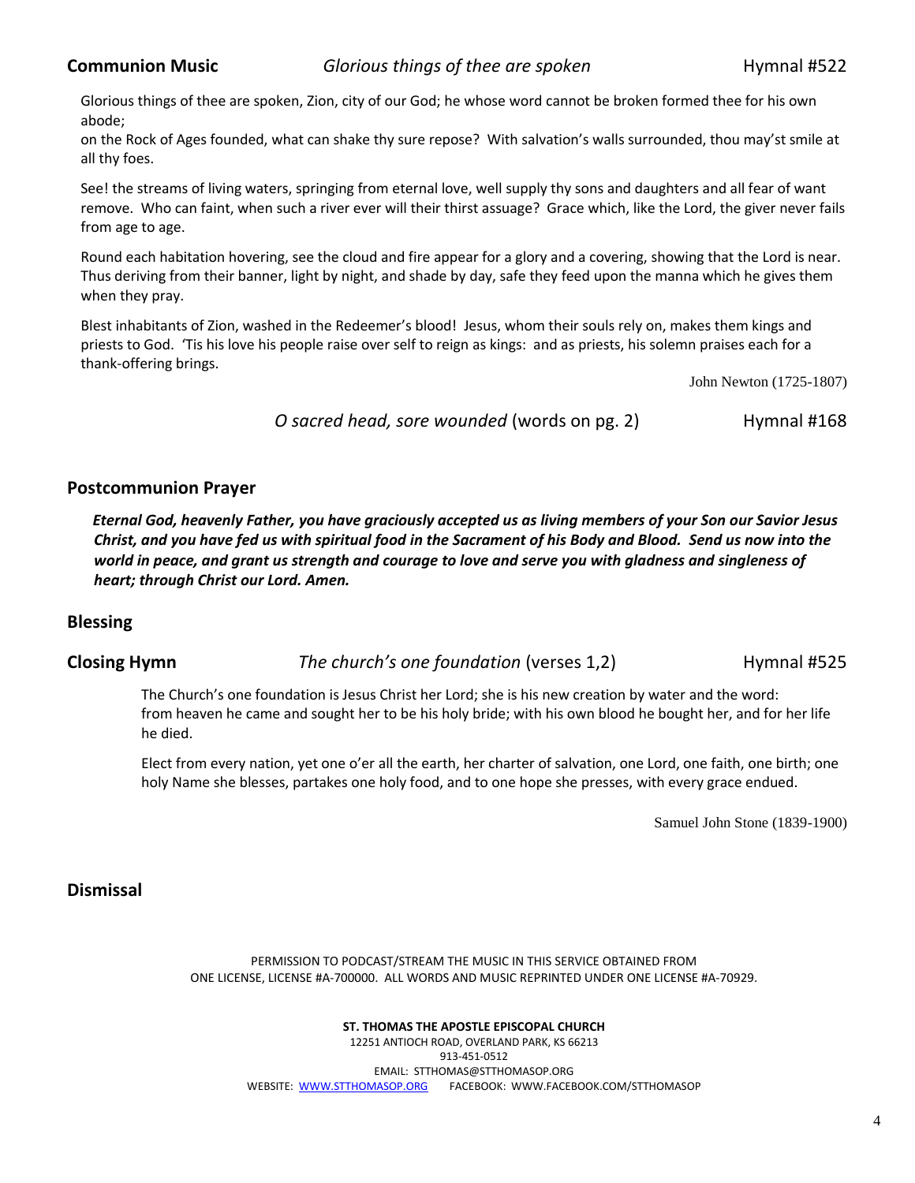**Communion Music** *Glorious things of thee are spoken* Hymnal #522

Glorious things of thee are spoken, Zion, city of our God; he whose word cannot be broken formed thee for his own abode;
on the Rock of Ages founded, what can shake thy sure repose? With salvation's walls surrounded, thou may'st smile at all thy foes.

See! the streams of living waters, springing from eternal love, well supply thy sons and daughters and all fear of want remove. Who can faint, when such a river ever will their thirst assuage? Grace which, like the Lord, the giver never fails from age to age.

Round each habitation hovering, see the cloud and fire appear for a glory and a covering, showing that the Lord is near. Thus deriving from their banner, light by night, and shade by day, safe they feed upon the manna which he gives them when they pray.

Blest inhabitants of Zion, washed in the Redeemer's blood! Jesus, whom their souls rely on, makes them kings and priests to God. 'Tis his love his people raise over self to reign as kings: and as priests, his solemn praises each for a thank-offering brings.

John Newton (1725-1807)

*O sacred head, sore wounded* (words on pg. 2) Hymnal #168

## Postcommunion Prayer

***Eternal God, heavenly Father, you have graciously accepted us as living members of your Son our Savior Jesus Christ, and you have fed us with spiritual food in the Sacrament of his Body and Blood. Send us now into the world in peace, and grant us strength and courage to love and serve you with gladness and singleness of heart; through Christ our Lord. Amen.***

## Blessing

**Closing Hymn** *The church's one foundation* (verses 1,2) Hymnal #525

The Church's one foundation is Jesus Christ her Lord; she is his new creation by water and the word: from heaven he came and sought her to be his holy bride; with his own blood he bought her, and for her life he died.

Elect from every nation, yet one o'er all the earth, her charter of salvation, one Lord, one faith, one birth; one holy Name she blesses, partakes one holy food, and to one hope she presses, with every grace endued.

Samuel John Stone (1839-1900)

## Dismissal

PERMISSION TO PODCAST/STREAM THE MUSIC IN THIS SERVICE OBTAINED FROM ONE LICENSE, LICENSE #A-700000. ALL WORDS AND MUSIC REPRINTED UNDER ONE LICENSE #A-70929.

**ST. THOMAS THE APOSTLE EPISCOPAL CHURCH**
12251 ANTIOCH ROAD, OVERLAND PARK, KS 66213
913-451-0512
EMAIL: STTHOMAS@STTHOMASOP.ORG
WEBSITE: WWW.STTHOMASOP.ORG FACEBOOK: WWW.FACEBOOK.COM/STTHOMASOP